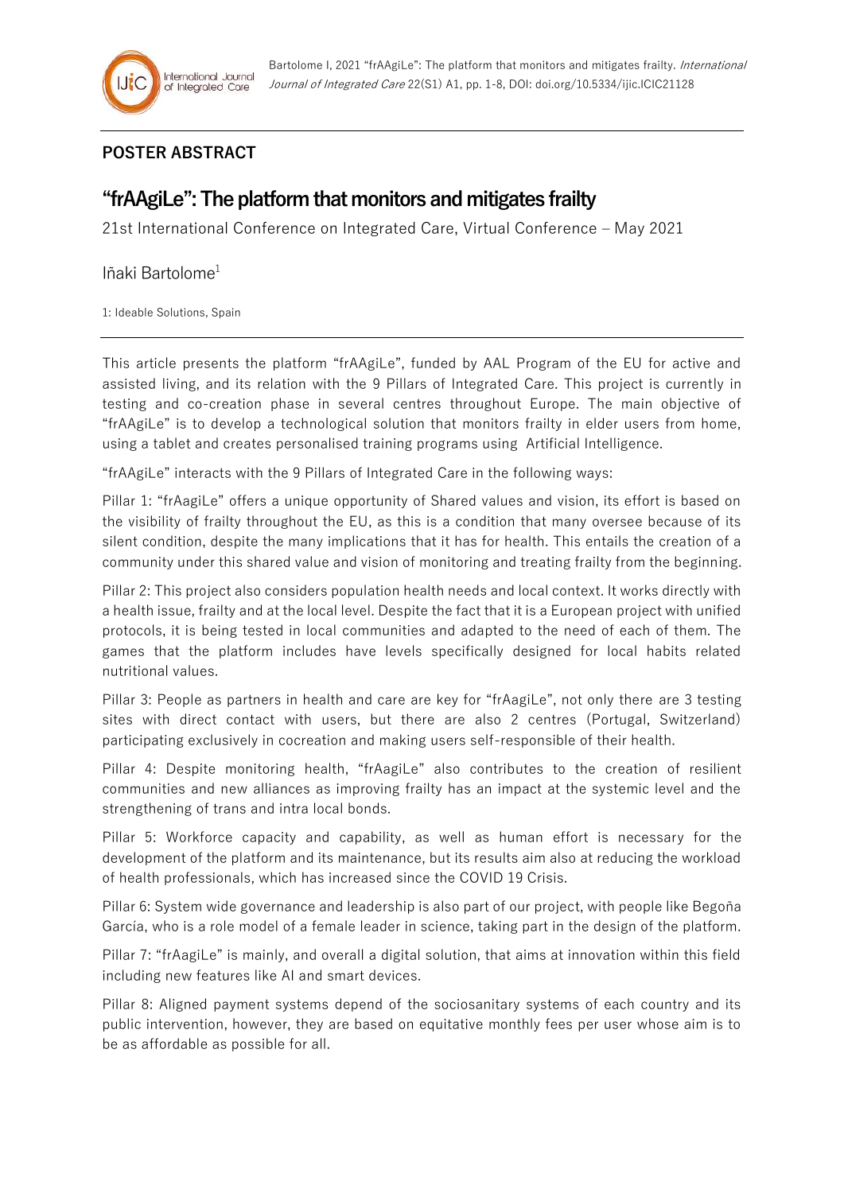## POSTER ABSTRACT

# "frAAgiLe": The platform that monitors and mitigates frailty

21st International Conference on Integrated Care, Virtual Conference – May 2021

Iñaki Bartolome[1]

1: Ideable Solutions, Spain

This article presents the platform "frAAgiLe", funded by AAL Program of the EU for active and assisted living, and its relation with the 9 Pillars of Integrated Care. This project is currently in testing and co-creation phase in several centres throughout Europe. The main objective of "frAAgiLe" is to develop a technological solution that monitors frailty in elder users from home, using a tablet and creates personalised training programs using Artificial Intelligence.

"frAAgiLe" interacts with the 9 Pillars of Integrated Care in the following ways:

Pillar 1: "frAagiLe" offers a unique opportunity of Shared values and vision, its effort is based on the visibility of frailty throughout the EU, as this is a condition that many oversee because of its silent condition, despite the many implications that it has for health. This entails the creation of a community under this shared value and vision of monitoring and treating frailty from the beginning.

Pillar 2: This project also considers population health needs and local context. It works directly with a health issue, frailty and at the local level. Despite the fact that it is a European project with unified protocols, it is being tested in local communities and adapted to the need of each of them. The games that the platform includes have levels specifically designed for local habits related nutritional values.

Pillar 3: People as partners in health and care are key for "frAagiLe", not only there are 3 testing sites with direct contact with users, but there are also 2 centres (Portugal, Switzerland) participating exclusively in cocreation and making users self-responsible of their health.

Pillar 4: Despite monitoring health, "frAagiLe" also contributes to the creation of resilient communities and new alliances as improving frailty has an impact at the systemic level and the strengthening of trans and intra local bonds.

Pillar 5: Workforce capacity and capability, as well as human effort is necessary for the development of the platform and its maintenance, but its results aim also at reducing the workload of health professionals, which has increased since the COVID 19 Crisis.

Pillar 6: System wide governance and leadership is also part of our project, with people like Begoña García, who is a role model of a female leader in science, taking part in the design of the platform.

Pillar 7: "frAagiLe" is mainly, and overall a digital solution, that aims at innovation within this field including new features like AI and smart devices.

Pillar 8: Aligned payment systems depend of the sociosanitary systems of each country and its public intervention, however, they are based on equitative monthly fees per user whose aim is to be as affordable as possible for all.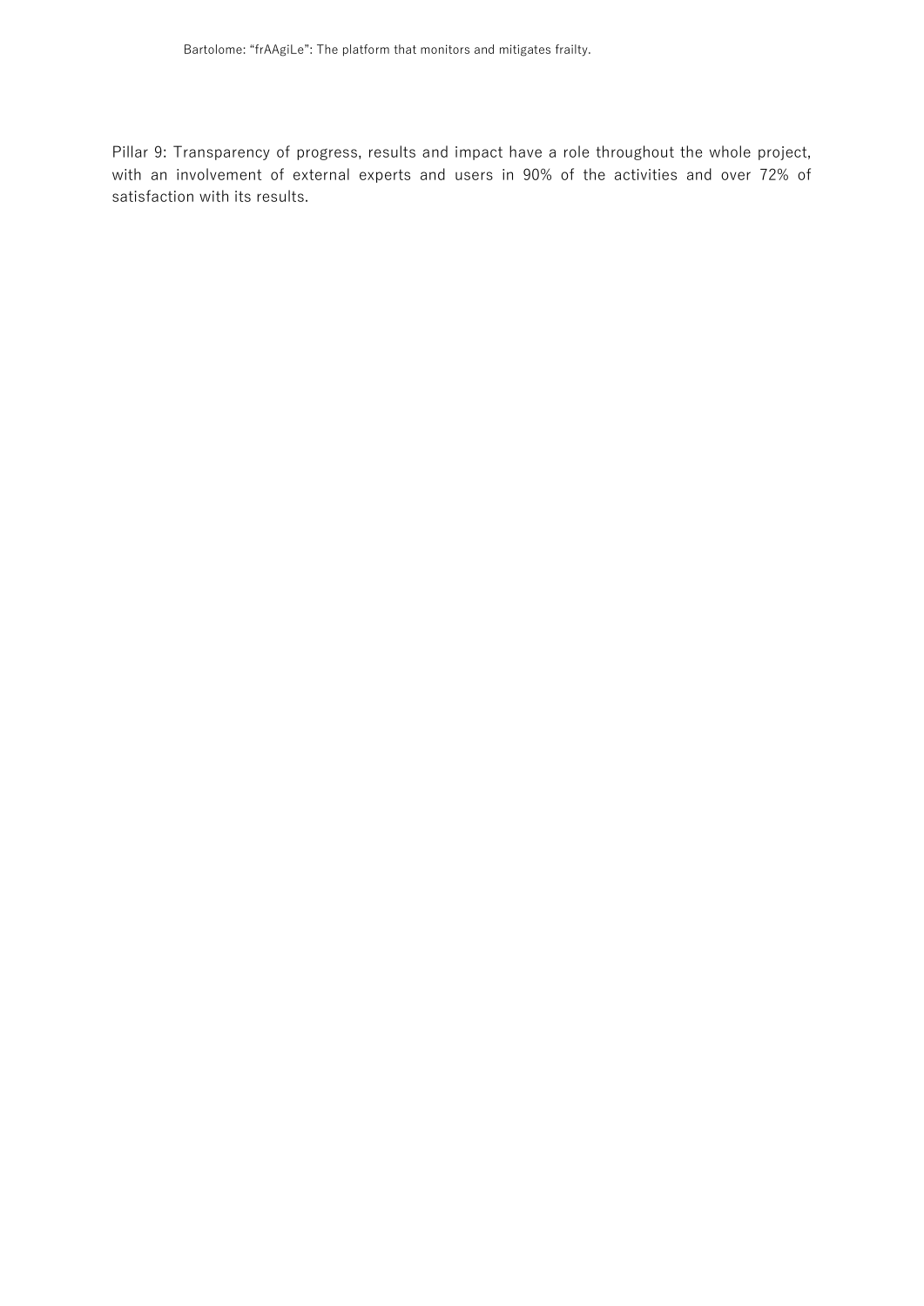Pillar 9: Transparency of progress, results and impact have a role throughout the whole project, with an involvement of external experts and users in 90% of the activities and over 72% of satisfaction with its results.